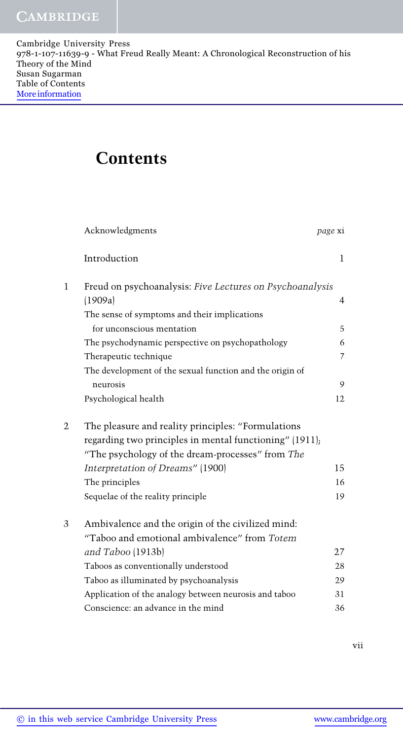Cambridge University Press
978-1-107-11639-9 - What Freud Really Meant: A Chronological Reconstruction of his Theory of the Mind
Susan Sugarman
Table of Contents
More information

# Contents

| | | |
|---|---|---|
| | Acknowledgments | *page* xi |
| | Introduction | 1 |
| 1 | Freud on psychoanalysis: *Five Lectures on Psychoanalysis* (1909a) | 4 |
| | The sense of symptoms and their implications for unconscious mentation | 5 |
| | The psychodynamic perspective on psychopathology | 6 |
| | Therapeutic technique | 7 |
| | The development of the sexual function and the origin of neurosis | 9 |
| | Psychological health | 12 |
| 2 | The pleasure and reality principles: "Formulations regarding two principles in mental functioning" (1911); "The psychology of the dream-processes" from *The Interpretation of Dreams*" (1900) | 15 |
| | The principles | 16 |
| | Sequelae of the reality principle | 19 |
| 3 | Ambivalence and the origin of the civilized mind: "Taboo and emotional ambivalence" from *Totem and Taboo* (1913b) | 27 |
| | Taboos as conventionally understood | 28 |
| | Taboo as illuminated by psychoanalysis | 29 |
| | Application of the analogy between neurosis and taboo | 31 |
| | Conscience: an advance in the mind | 36 |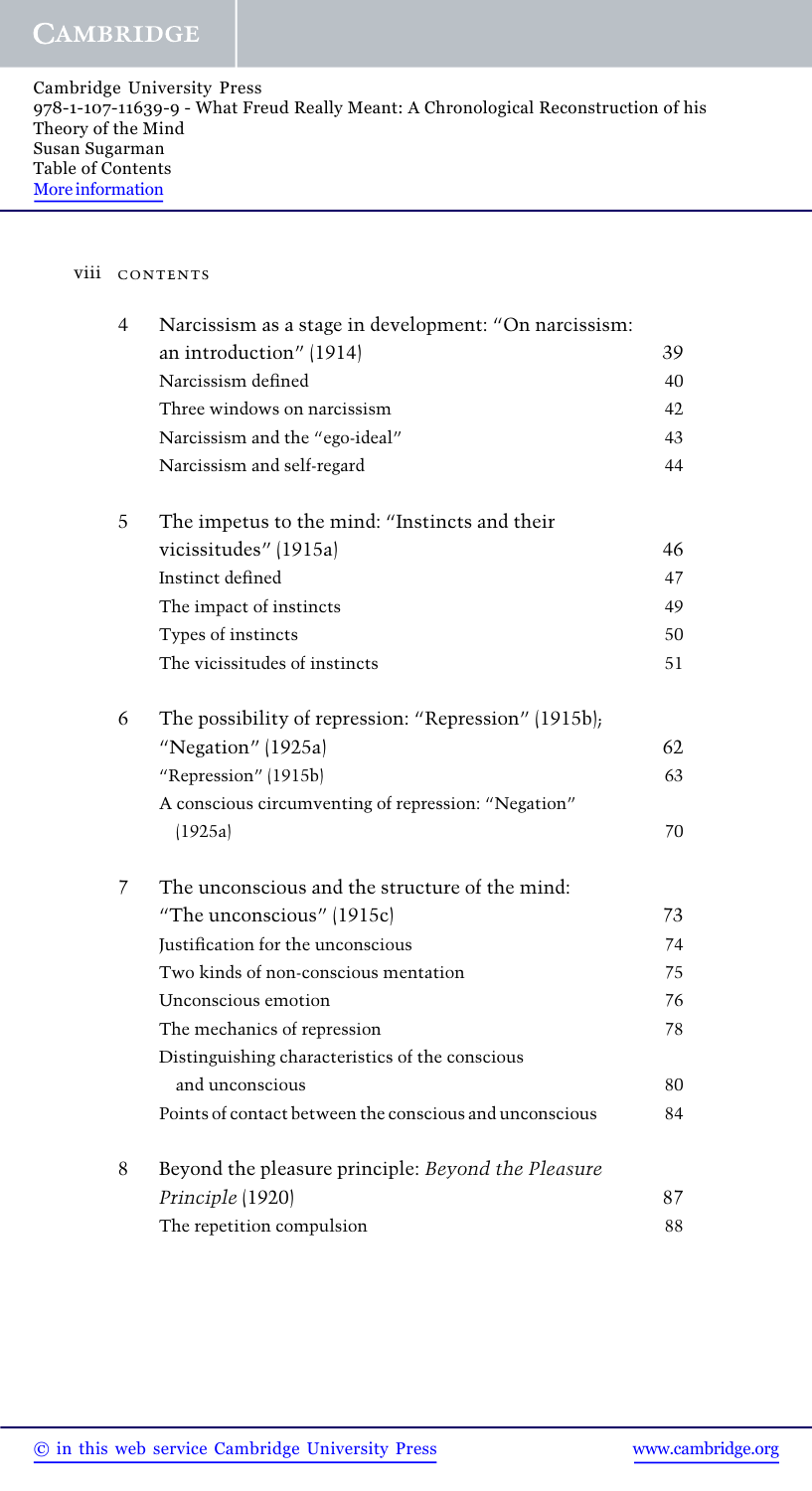| | | |
|---|---|---|
| 4 | Narcissism as a stage in development: "On narcissism: an introduction" (1914) | 39 |
| | Narcissism defined | 40 |
| | Three windows on narcissism | 42 |
| | Narcissism and the "ego-ideal" | 43 |
| | Narcissism and self-regard | 44 |
| 5 | The impetus to the mind: "Instincts and their vicissitudes" (1915a) | 46 |
| | Instinct defined | 47 |
| | The impact of instincts | 49 |
| | Types of instincts | 50 |
| | The vicissitudes of instincts | 51 |
| 6 | The possibility of repression: "Repression" (1915b); "Negation" (1925a) | 62 |
| | "Repression" (1915b) | 63 |
| | A conscious circumventing of repression: "Negation" (1925a) | 70 |
| 7 | The unconscious and the structure of the mind: "The unconscious" (1915c) | 73 |
| | Justification for the unconscious | 74 |
| | Two kinds of non-conscious mentation | 75 |
| | Unconscious emotion | 76 |
| | The mechanics of repression | 78 |
| | Distinguishing characteristics of the conscious and unconscious | 80 |
| | Points of contact between the conscious and unconscious | 84 |
| 8 | Beyond the pleasure principle: *Beyond the Pleasure Principle* (1920) | 87 |
| | The repetition compulsion | 88 |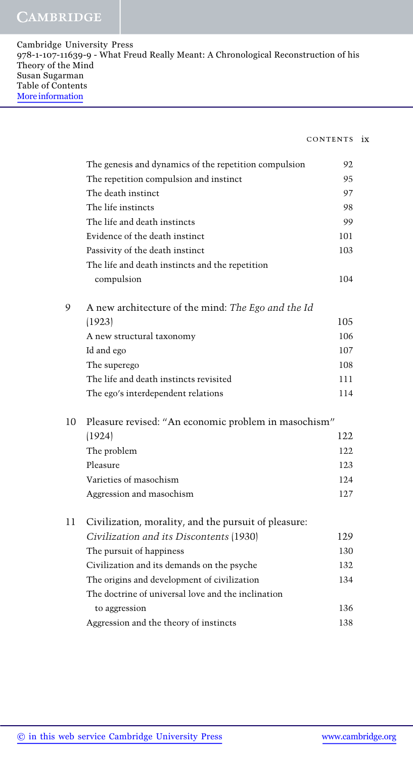| | | |
|---|---|---|
| | The genesis and dynamics of the repetition compulsion | 92 |
| | The repetition compulsion and instinct | 95 |
| | The death instinct | 97 |
| | The life instincts | 98 |
| | The life and death instincts | 99 |
| | Evidence of the death instinct | 101 |
| | Passivity of the death instinct | 103 |
| | The life and death instincts and the repetition compulsion | 104 |
| 9 | A new architecture of the mind: *The Ego and the Id* (1923) | 105 |
| | A new structural taxonomy | 106 |
| | Id and ego | 107 |
| | The superego | 108 |
| | The life and death instincts revisited | 111 |
| | The ego's interdependent relations | 114 |
| 10 | Pleasure revised: "An economic problem in masochism" (1924) | 122 |
| | The problem | 122 |
| | Pleasure | 123 |
| | Varieties of masochism | 124 |
| | Aggression and masochism | 127 |
| 11 | Civilization, morality, and the pursuit of pleasure: *Civilization and its Discontents* (1930) | 129 |
| | The pursuit of happiness | 130 |
| | Civilization and its demands on the psyche | 132 |
| | The origins and development of civilization | 134 |
| | The doctrine of universal love and the inclination to aggression | 136 |
| | Aggression and the theory of instincts | 138 |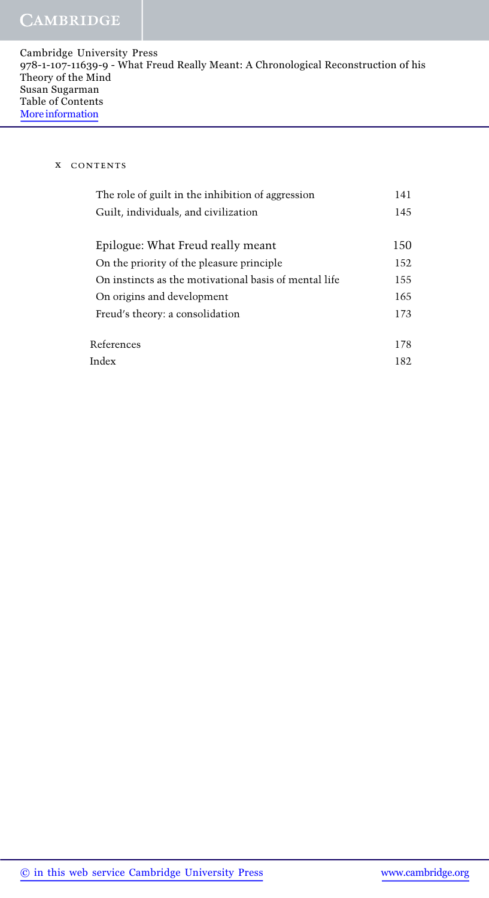| | |
|---|---|
| The role of guilt in the inhibition of aggression | 141 |
| Guilt, individuals, and civilization | 145 |
| **Epilogue: What Freud really meant** | **150** |
| On the priority of the pleasure principle | 152 |
| On instincts as the motivational basis of mental life | 155 |
| On origins and development | 165 |
| Freud's theory: a consolidation | 173 |
| References | 178 |
| Index | 182 |